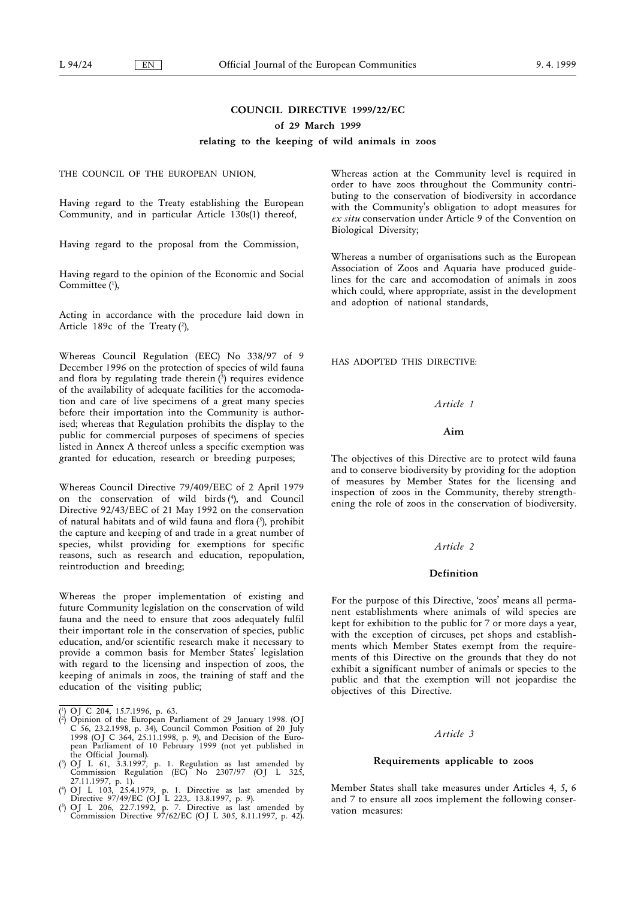# COUNCIL DIRECTIVE 1999/22/EC

## of 29 March 1999

## relating to the keeping of wild animals in zoos

THE COUNCIL OF THE EUROPEAN UNION,

Having regard to the Treaty establishing the European Community, and in particular Article 130s(1) thereof,

Having regard to the proposal from the Commission,

Having regard to the opinion of the Economic and Social Committee [1],

Acting in accordance with the procedure laid down in Article 189c of the Treaty [2],

Whereas Council Regulation (EEC) No 338/97 of 9 December 1996 on the protection of species of wild fauna and flora by regulating trade therein [3] requires evidence of the availability of adequate facilities for the accomodation and care of live specimens of a great many species before their importation into the Community is authorised; whereas that Regulation prohibits the display to the public for commercial purposes of specimens of species listed in Annex A thereof unless a specific exemption was granted for education, research or breeding purposes;

Whereas Council Directive 79/409/EEC of 2 April 1979 on the conservation of wild birds [4], and Council Directive 92/43/EEC of 21 May 1992 on the conservation of natural habitats and of wild fauna and flora [5], prohibit the capture and keeping of and trade in a great number of species, whilst providing for exemptions for specific reasons, such as research and education, repopulation, reintroduction and breeding;

Whereas the proper implementation of existing and future Community legislation on the conservation of wild fauna and the need to ensure that zoos adequately fulfil their important role in the conservation of species, public education, and/or scientific research make it necessary to provide a common basis for Member States' legislation with regard to the licensing and inspection of zoos, the keeping of animals in zoos, the training of staff and the education of the visiting public;

Whereas action at the Community level is required in order to have zoos throughout the Community contributing to the conservation of biodiversity in accordance with the Community's obligation to adopt measures for *ex situ* conservation under Article 9 of the Convention on Biological Diversity;

Whereas a number of organisations such as the European Association of Zoos and Aquaria have produced guidelines for the care and accomodation of animals in zoos which could, where appropriate, assist in the development and adoption of national standards,

HAS ADOPTED THIS DIRECTIVE:

*Article 1*

**Aim**

The objectives of this Directive are to protect wild fauna and to conserve biodiversity by providing for the adoption of measures by Member States for the licensing and inspection of zoos in the Community, thereby strengthening the role of zoos in the conservation of biodiversity.

*Article 2*

**Definition**

For the purpose of this Directive, 'zoos' means all permanent establishments where animals of wild species are kept for exhibition to the public for 7 or more days a year, with the exception of circuses, pet shops and establishments which Member States exempt from the requirements of this Directive on the grounds that they do not exhibit a significant number of animals or species to the public and that the exemption will not jeopardise the objectives of this Directive.

*Article 3*

**Requirements applicable to zoos**

Member States shall take measures under Articles 4, 5, 6 and 7 to ensure all zoos implement the following conservation measures:

---

[1] OJ C 204, 15.7.1996, p. 63.

[2] Opinion of the European Parliament of 29 January 1998. (OJ C 56, 23.2.1998, p. 34), Council Common Position of 20 July 1998 (OJ C 364, 25.11.1998, p. 9), and Decision of the European Parliament of 10 February 1999 (not yet published in the Official Journal).

[3] OJ L 61, 3.3.1997, p. 1. Regulation as last amended by Commission Regulation (EC) No 2307/97 (OJ L 325, 27.11.1997, p. 1).

[4] OJ L 103, 25.4.1979, p. 1. Directive as last amended by Directive 97/49/EC (OJ L 223,. 13.8.1997, p. 9).

[5] OJ L 206, 22.7.1992, p. 7. Directive as last amended by Commission Directive 97/62/EC (OJ L 305, 8.11.1997, p. 42).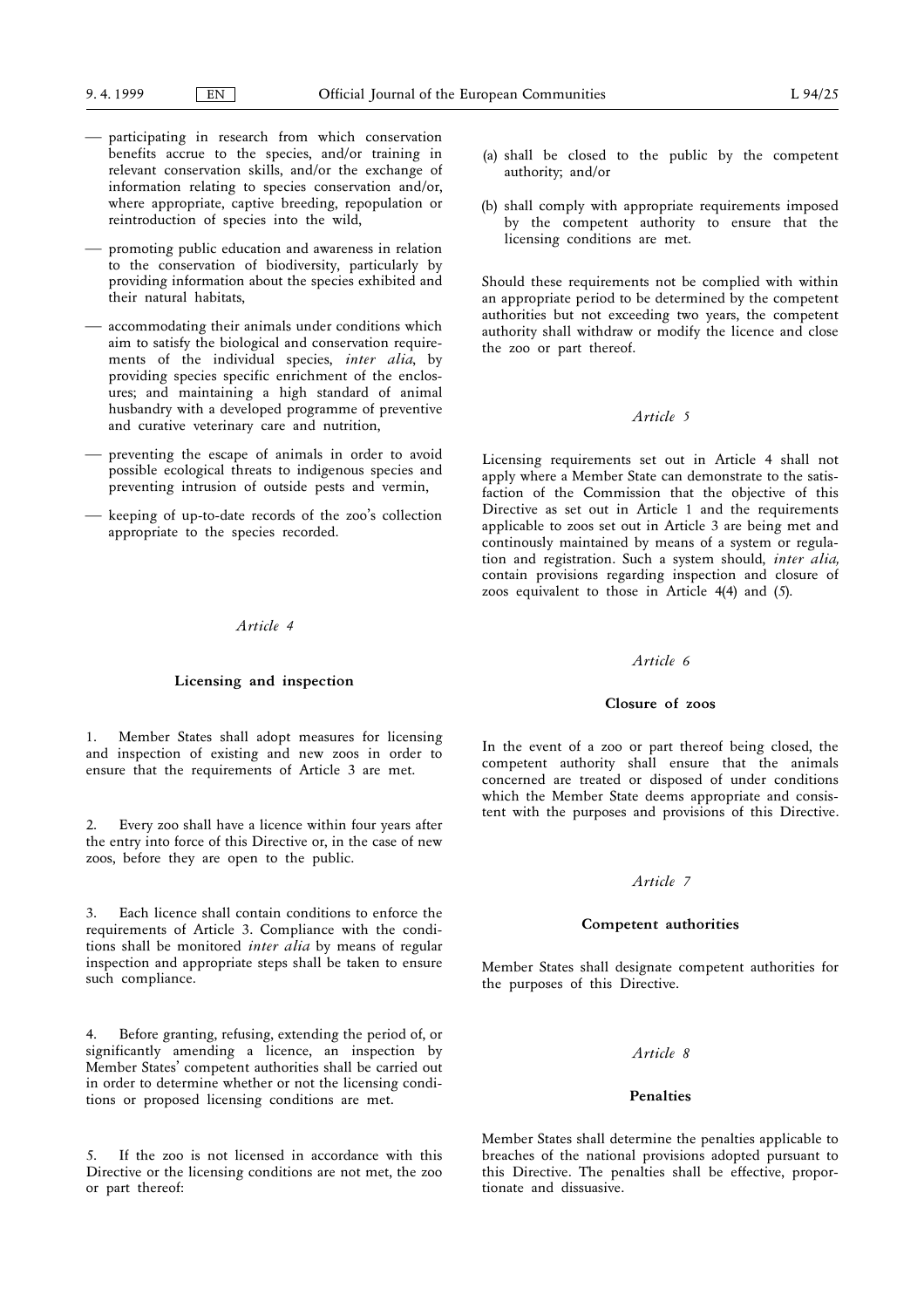— participating in research from which conservation benefits accrue to the species, and/or training in relevant conservation skills, and/or the exchange of information relating to species conservation and/or, where appropriate, captive breeding, repopulation or reintroduction of species into the wild,

— promoting public education and awareness in relation to the conservation of biodiversity, particularly by providing information about the species exhibited and their natural habitats,

— accommodating their animals under conditions which aim to satisfy the biological and conservation requirements of the individual species, *inter alia*, by providing species specific enrichment of the enclosures; and maintaining a high standard of animal husbandry with a developed programme of preventive and curative veterinary care and nutrition,

— preventing the escape of animals in order to avoid possible ecological threats to indigenous species and preventing intrusion of outside pests and vermin,

— keeping of up-to-date records of the zoo's collection appropriate to the species recorded.

*Article 4*

**Licensing and inspection**

1. Member States shall adopt measures for licensing and inspection of existing and new zoos in order to ensure that the requirements of Article 3 are met.

2. Every zoo shall have a licence within four years after the entry into force of this Directive or, in the case of new zoos, before they are open to the public.

3. Each licence shall contain conditions to enforce the requirements of Article 3. Compliance with the conditions shall be monitored *inter alia* by means of regular inspection and appropriate steps shall be taken to ensure such compliance.

4. Before granting, refusing, extending the period of, or significantly amending a licence, an inspection by Member States' competent authorities shall be carried out in order to determine whether or not the licensing conditions or proposed licensing conditions are met.

5. If the zoo is not licensed in accordance with this Directive or the licensing conditions are not met, the zoo or part thereof:

(a) shall be closed to the public by the competent authority; and/or

(b) shall comply with appropriate requirements imposed by the competent authority to ensure that the licensing conditions are met.

Should these requirements not be complied with within an appropriate period to be determined by the competent authorities but not exceeding two years, the competent authority shall withdraw or modify the licence and close the zoo or part thereof.

*Article 5*

Licensing requirements set out in Article 4 shall not apply where a Member State can demonstrate to the satisfaction of the Commission that the objective of this Directive as set out in Article 1 and the requirements applicable to zoos set out in Article 3 are being met and continously maintained by means of a system or regulation and registration. Such a system should, *inter alia,* contain provisions regarding inspection and closure of zoos equivalent to those in Article 4(4) and (5).

*Article 6*

**Closure of zoos**

In the event of a zoo or part thereof being closed, the competent authority shall ensure that the animals concerned are treated or disposed of under conditions which the Member State deems appropriate and consistent with the purposes and provisions of this Directive.

*Article 7*

**Competent authorities**

Member States shall designate competent authorities for the purposes of this Directive.

*Article 8*

**Penalties**

Member States shall determine the penalties applicable to breaches of the national provisions adopted pursuant to this Directive. The penalties shall be effective, proportionate and dissuasive.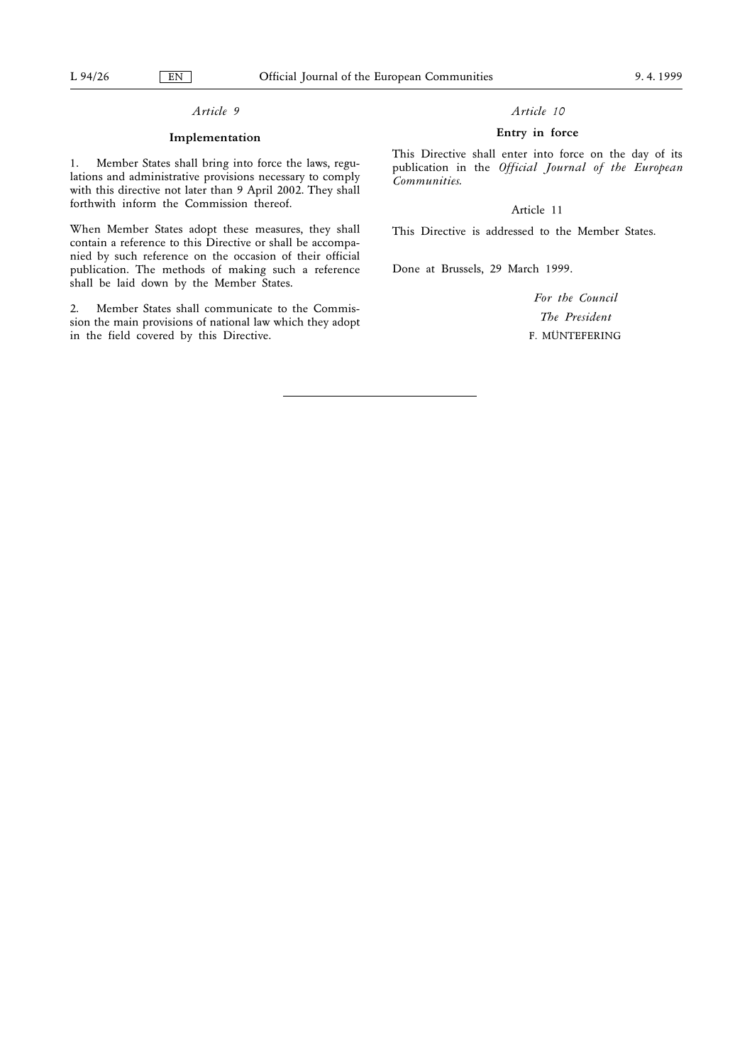*Article 9*

**Implementation**

1. Member States shall bring into force the laws, regulations and administrative provisions necessary to comply with this directive not later than 9 April 2002. They shall forthwith inform the Commission thereof.

When Member States adopt these measures, they shall contain a reference to this Directive or shall be accompanied by such reference on the occasion of their official publication. The methods of making such a reference shall be laid down by the Member States.

2. Member States shall communicate to the Commission the main provisions of national law which they adopt in the field covered by this Directive.

*Article 10*

**Entry in force**

This Directive shall enter into force on the day of its publication in the *Official Journal of the European Communities.*

Article 11

This Directive is addressed to the Member States.

Done at Brussels, 29 March 1999.

*For the Council*

*The President*

F. MÜNTEFERING